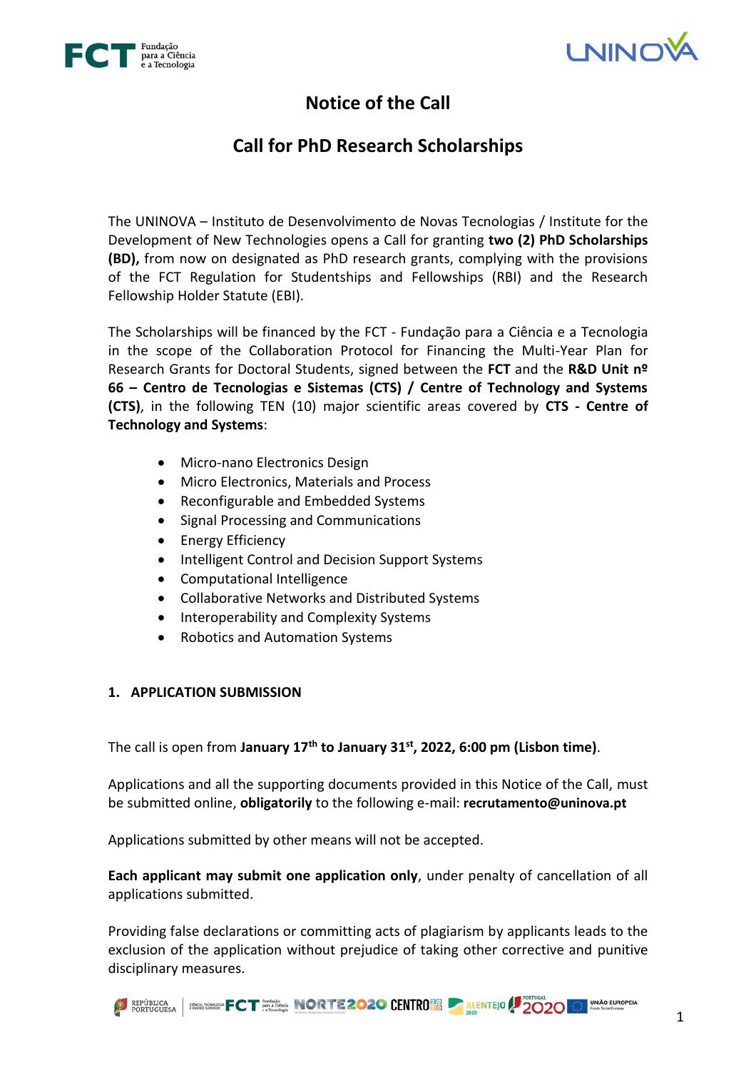# Notice of the Call

## Call for PhD Research Scholarships

The UNINOVA – Instituto de Desenvolvimento de Novas Tecnologias / Institute for the Development of New Technologies opens a Call for granting **two (2) PhD Scholarships (BD),** from now on designated as PhD research grants, complying with the provisions of the FCT Regulation for Studentships and Fellowships (RBI) and the Research Fellowship Holder Statute (EBI).

The Scholarships will be financed by the FCT - Fundação para a Ciência e a Tecnologia in the scope of the Collaboration Protocol for Financing the Multi-Year Plan for Research Grants for Doctoral Students, signed between the **FCT** and the **R&D Unit nº 66 – Centro de Tecnologias e Sistemas (CTS) / Centre of Technology and Systems (CTS)**, in the following TEN (10) major scientific areas covered by **CTS - Centre of Technology and Systems**:

- Micro-nano Electronics Design
- Micro Electronics, Materials and Process
- Reconfigurable and Embedded Systems
- Signal Processing and Communications
- Energy Efficiency
- Intelligent Control and Decision Support Systems
- Computational Intelligence
- Collaborative Networks and Distributed Systems
- Interoperability and Complexity Systems
- Robotics and Automation Systems

### 1. APPLICATION SUBMISSION

The call is open from **January 17th to January 31st, 2022, 6:00 pm (Lisbon time)**.

Applications and all the supporting documents provided in this Notice of the Call, must be submitted online, **obligatorily** to the following e-mail: **recrutamento@uninova.pt**

Applications submitted by other means will not be accepted.

**Each applicant may submit one application only**, under penalty of cancellation of all applications submitted.

Providing false declarations or committing acts of plagiarism by applicants leads to the exclusion of the application without prejudice of taking other corrective and punitive disciplinary measures.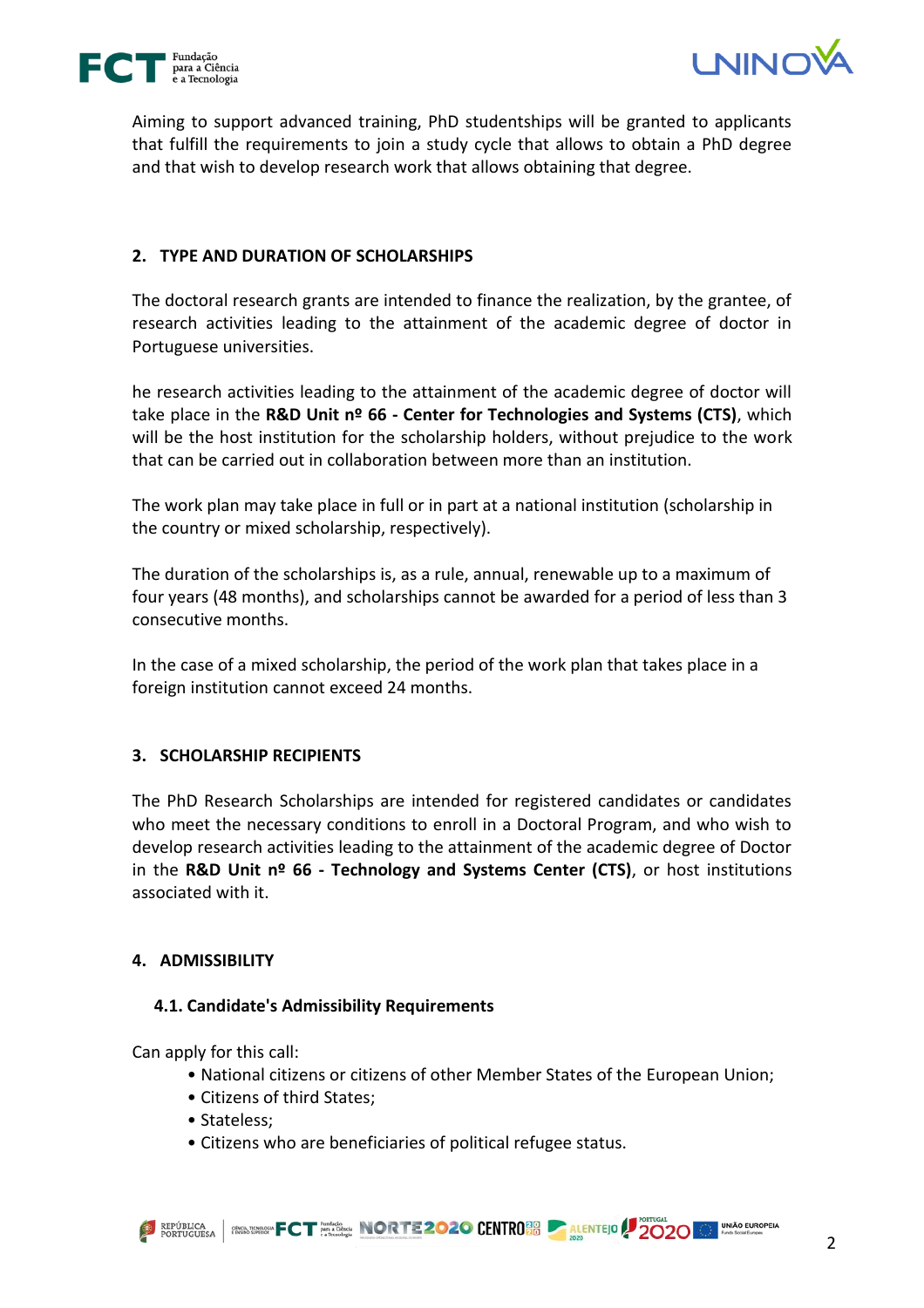Aiming to support advanced training, PhD studentships will be granted to applicants that fulfill the requirements to join a study cycle that allows to obtain a PhD degree and that wish to develop research work that allows obtaining that degree.

## 2. TYPE AND DURATION OF SCHOLARSHIPS

The doctoral research grants are intended to finance the realization, by the grantee, of research activities leading to the attainment of the academic degree of doctor in Portuguese universities.

he research activities leading to the attainment of the academic degree of doctor will take place in the **R&D Unit nº 66 - Center for Technologies and Systems (CTS)**, which will be the host institution for the scholarship holders, without prejudice to the work that can be carried out in collaboration between more than an institution.

The work plan may take place in full or in part at a national institution (scholarship in the country or mixed scholarship, respectively).

The duration of the scholarships is, as a rule, annual, renewable up to a maximum of four years (48 months), and scholarships cannot be awarded for a period of less than 3 consecutive months.

In the case of a mixed scholarship, the period of the work plan that takes place in a foreign institution cannot exceed 24 months.

## 3. SCHOLARSHIP RECIPIENTS

The PhD Research Scholarships are intended for registered candidates or candidates who meet the necessary conditions to enroll in a Doctoral Program, and who wish to develop research activities leading to the attainment of the academic degree of Doctor in the **R&D Unit nº 66 - Technology and Systems Center (CTS)**, or host institutions associated with it.

## 4. ADMISSIBILITY

### 4.1. Candidate's Admissibility Requirements

Can apply for this call:

- National citizens or citizens of other Member States of the European Union;
- Citizens of third States;
- Stateless;
- Citizens who are beneficiaries of political refugee status.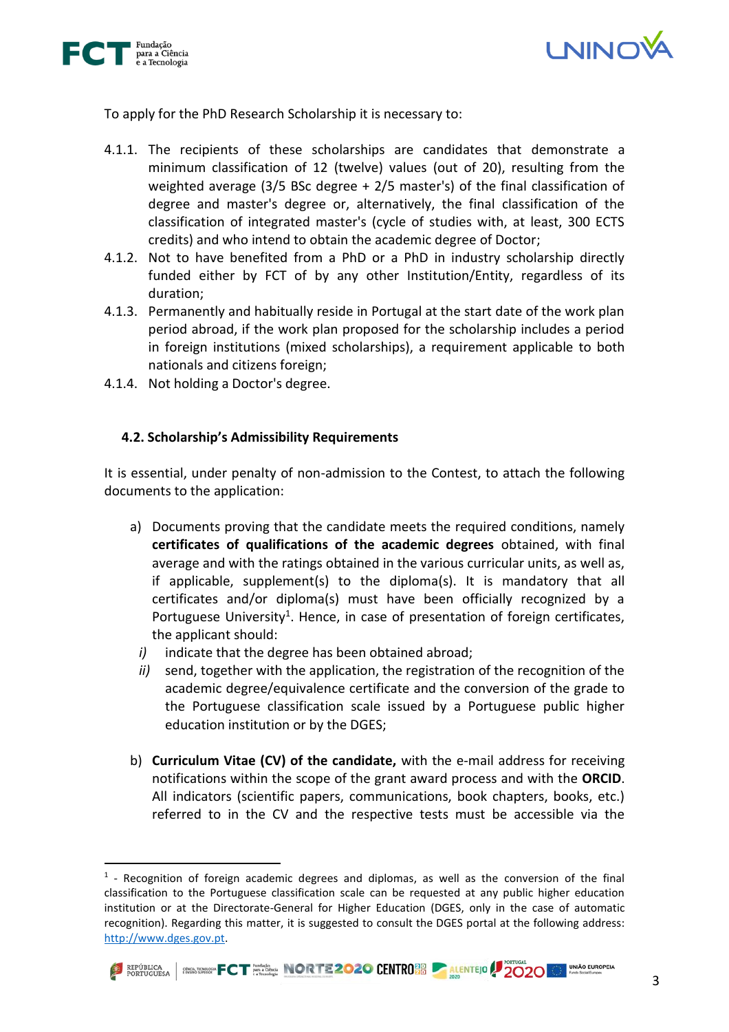To apply for the PhD Research Scholarship it is necessary to:

4.1.1. The recipients of these scholarships are candidates that demonstrate a minimum classification of 12 (twelve) values (out of 20), resulting from the weighted average (3/5 BSc degree + 2/5 master's) of the final classification of degree and master's degree or, alternatively, the final classification of the classification of integrated master's (cycle of studies with, at least, 300 ECTS credits) and who intend to obtain the academic degree of Doctor;

4.1.2. Not to have benefited from a PhD or a PhD in industry scholarship directly funded either by FCT of by any other Institution/Entity, regardless of its duration;

4.1.3. Permanently and habitually reside in Portugal at the start date of the work plan period abroad, if the work plan proposed for the scholarship includes a period in foreign institutions (mixed scholarships), a requirement applicable to both nationals and citizens foreign;

4.1.4. Not holding a Doctor's degree.

### 4.2. Scholarship's Admissibility Requirements

It is essential, under penalty of non-admission to the Contest, to attach the following documents to the application:

a) Documents proving that the candidate meets the required conditions, namely **certificates of qualifications of the academic degrees** obtained, with final average and with the ratings obtained in the various curricular units, as well as, if applicable, supplement(s) to the diploma(s). It is mandatory that all certificates and/or diploma(s) must have been officially recognized by a Portuguese University[1]. Hence, in case of presentation of foreign certificates, the applicant should:

   *i)* indicate that the degree has been obtained abroad;

   *ii)* send, together with the application, the registration of the recognition of the academic degree/equivalence certificate and the conversion of the grade to the Portuguese classification scale issued by a Portuguese public higher education institution or by the DGES;

b) **Curriculum Vitae (CV) of the candidate,** with the e-mail address for receiving notifications within the scope of the grant award process and with the **ORCID**. All indicators (scientific papers, communications, book chapters, books, etc.) referred to in the CV and the respective tests must be accessible via the

---

[1] - Recognition of foreign academic degrees and diplomas, as well as the conversion of the final classification to the Portuguese classification scale can be requested at any public higher education institution or at the Directorate-General for Higher Education (DGES, only in the case of automatic recognition). Regarding this matter, it is suggested to consult the DGES portal at the following address: http://www.dges.gov.pt.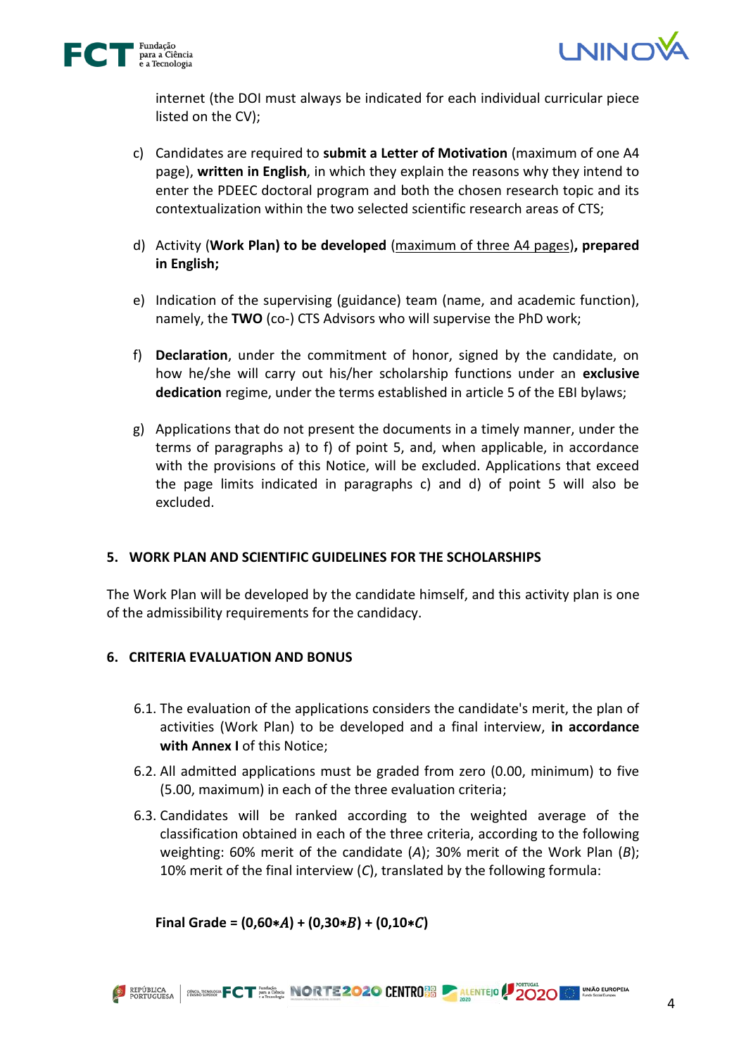internet (the DOI must always be indicated for each individual curricular piece listed on the CV);

c) Candidates are required to **submit a Letter of Motivation** (maximum of one A4 page), **written in English**, in which they explain the reasons why they intend to enter the PDEEC doctoral program and both the chosen research topic and its contextualization within the two selected scientific research areas of CTS;

d) Activity (**Work Plan) to be developed** (maximum of three A4 pages)**, prepared in English;**

e) Indication of the supervising (guidance) team (name, and academic function), namely, the **TWO** (co-) CTS Advisors who will supervise the PhD work;

f) **Declaration**, under the commitment of honor, signed by the candidate, on how he/she will carry out his/her scholarship functions under an **exclusive dedication** regime, under the terms established in article 5 of the EBI bylaws;

g) Applications that do not present the documents in a timely manner, under the terms of paragraphs a) to f) of point 5, and, when applicable, in accordance with the provisions of this Notice, will be excluded. Applications that exceed the page limits indicated in paragraphs c) and d) of point 5 will also be excluded.

## 5. WORK PLAN AND SCIENTIFIC GUIDELINES FOR THE SCHOLARSHIPS

The Work Plan will be developed by the candidate himself, and this activity plan is one of the admissibility requirements for the candidacy.

## 6. CRITERIA EVALUATION AND BONUS

6.1. The evaluation of the applications considers the candidate's merit, the plan of activities (Work Plan) to be developed and a final interview, **in accordance with Annex I** of this Notice;

6.2. All admitted applications must be graded from zero (0.00, minimum) to five (5.00, maximum) in each of the three evaluation criteria;

6.3. Candidates will be ranked according to the weighted average of the classification obtained in each of the three criteria, according to the following weighting: 60% merit of the candidate ($A$); 30% merit of the Work Plan ($B$); 10% merit of the final interview ($C$), translated by the following formula:

**Final Grade = (0,60∗$A$) + (0,30∗$B$) + (0,10∗$C$)**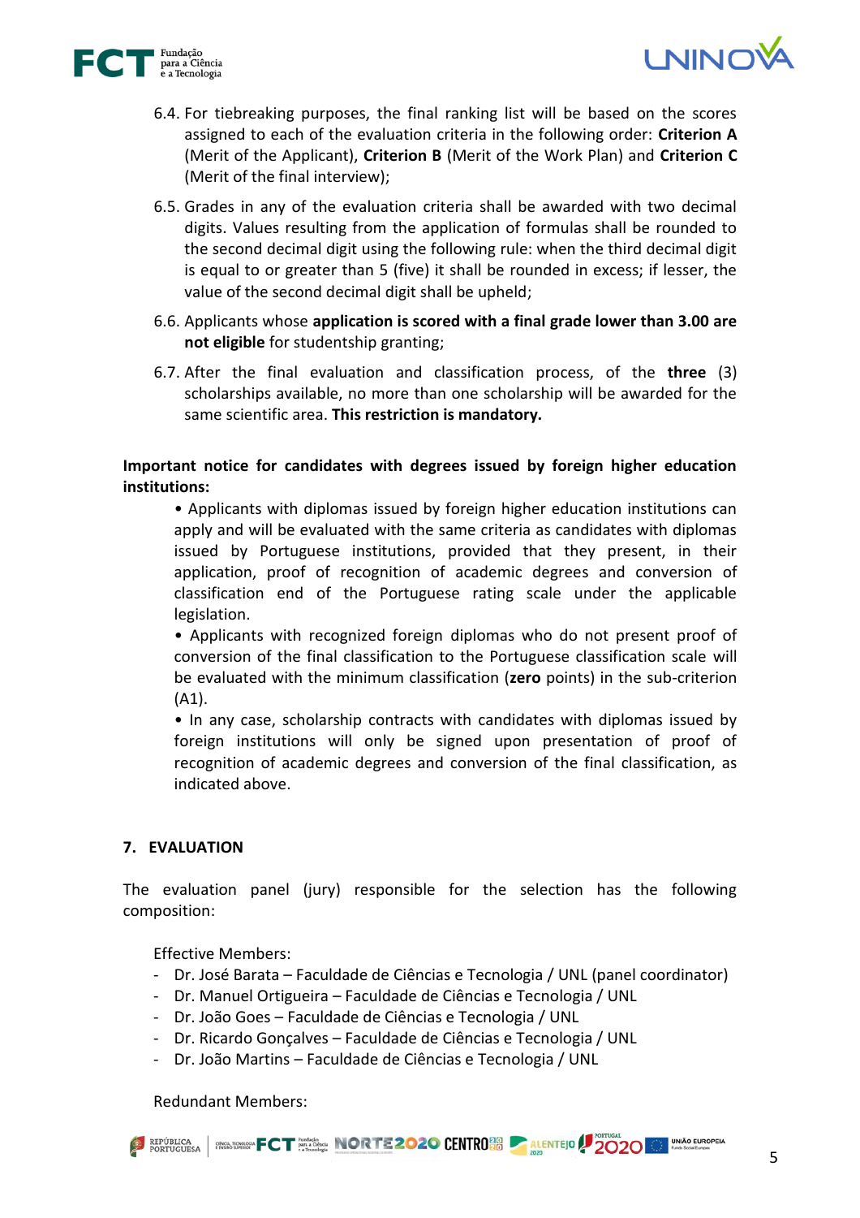6.4. For tiebreaking purposes, the final ranking list will be based on the scores assigned to each of the evaluation criteria in the following order: **Criterion A** (Merit of the Applicant), **Criterion B** (Merit of the Work Plan) and **Criterion C** (Merit of the final interview);

6.5. Grades in any of the evaluation criteria shall be awarded with two decimal digits. Values resulting from the application of formulas shall be rounded to the second decimal digit using the following rule: when the third decimal digit is equal to or greater than 5 (five) it shall be rounded in excess; if lesser, the value of the second decimal digit shall be upheld;

6.6. Applicants whose **application is scored with a final grade lower than 3.00 are not eligible** for studentship granting;

6.7. After the final evaluation and classification process, of the **three** (3) scholarships available, no more than one scholarship will be awarded for the same scientific area. **This restriction is mandatory.**

**Important notice for candidates with degrees issued by foreign higher education institutions:**

- Applicants with diplomas issued by foreign higher education institutions can apply and will be evaluated with the same criteria as candidates with diplomas issued by Portuguese institutions, provided that they present, in their application, proof of recognition of academic degrees and conversion of classification end of the Portuguese rating scale under the applicable legislation.
- Applicants with recognized foreign diplomas who do not present proof of conversion of the final classification to the Portuguese classification scale will be evaluated with the minimum classification (**zero** points) in the sub-criterion (A1).
- In any case, scholarship contracts with candidates with diplomas issued by foreign institutions will only be signed upon presentation of proof of recognition of academic degrees and conversion of the final classification, as indicated above.

## 7. EVALUATION

The evaluation panel (jury) responsible for the selection has the following composition:

Effective Members:

- Dr. José Barata – Faculdade de Ciências e Tecnologia / UNL (panel coordinator)
- Dr. Manuel Ortigueira – Faculdade de Ciências e Tecnologia / UNL
- Dr. João Goes – Faculdade de Ciências e Tecnologia / UNL
- Dr. Ricardo Gonçalves – Faculdade de Ciências e Tecnologia / UNL
- Dr. João Martins – Faculdade de Ciências e Tecnologia / UNL

Redundant Members: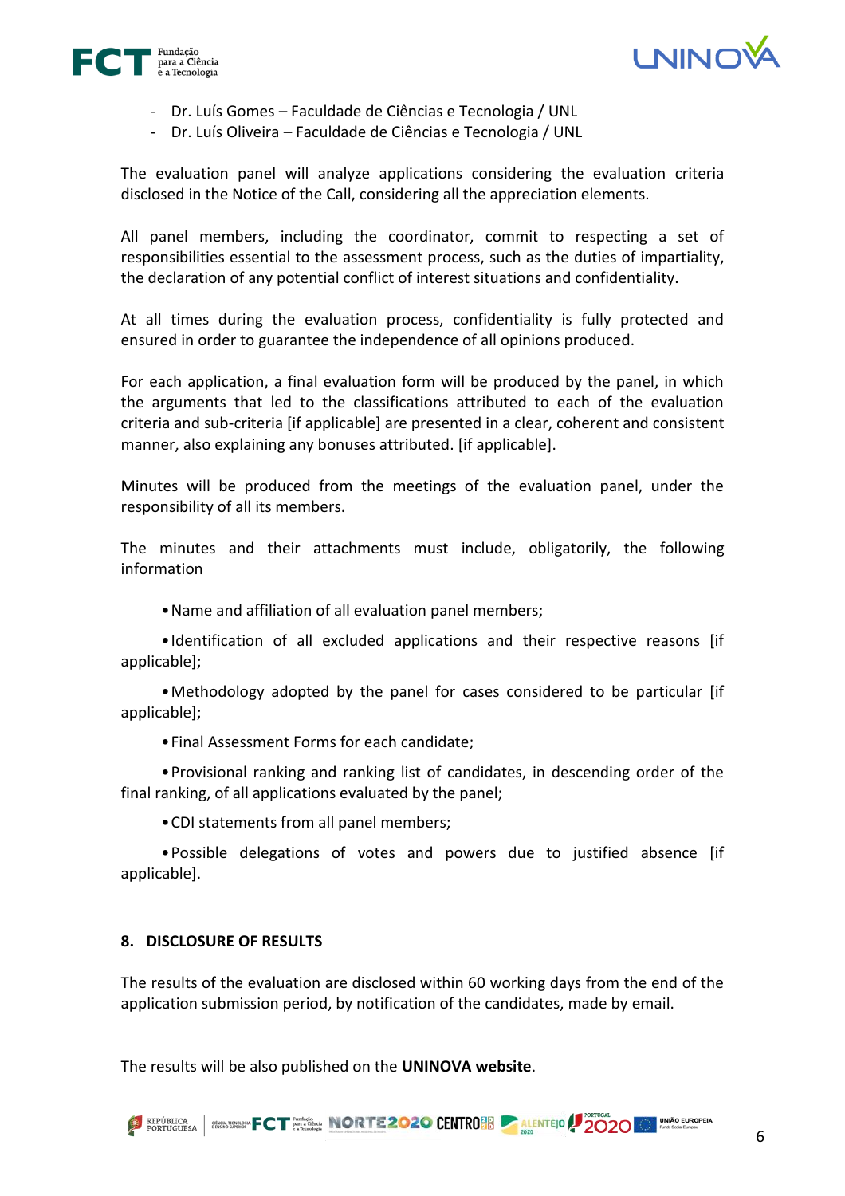- Dr. Luís Gomes – Faculdade de Ciências e Tecnologia / UNL
- Dr. Luís Oliveira – Faculdade de Ciências e Tecnologia / UNL

The evaluation panel will analyze applications considering the evaluation criteria disclosed in the Notice of the Call, considering all the appreciation elements.

All panel members, including the coordinator, commit to respecting a set of responsibilities essential to the assessment process, such as the duties of impartiality, the declaration of any potential conflict of interest situations and confidentiality.

At all times during the evaluation process, confidentiality is fully protected and ensured in order to guarantee the independence of all opinions produced.

For each application, a final evaluation form will be produced by the panel, in which the arguments that led to the classifications attributed to each of the evaluation criteria and sub-criteria [if applicable] are presented in a clear, coherent and consistent manner, also explaining any bonuses attributed. [if applicable].

Minutes will be produced from the meetings of the evaluation panel, under the responsibility of all its members.

The minutes and their attachments must include, obligatorily, the following information

- Name and affiliation of all evaluation panel members;
- Identification of all excluded applications and their respective reasons [if applicable];
- Methodology adopted by the panel for cases considered to be particular [if applicable];
- Final Assessment Forms for each candidate;
- Provisional ranking and ranking list of candidates, in descending order of the final ranking, of all applications evaluated by the panel;
- CDI statements from all panel members;
- Possible delegations of votes and powers due to justified absence [if applicable].

## 8. DISCLOSURE OF RESULTS

The results of the evaluation are disclosed within 60 working days from the end of the application submission period, by notification of the candidates, made by email.

The results will be also published on the **UNINOVA website**.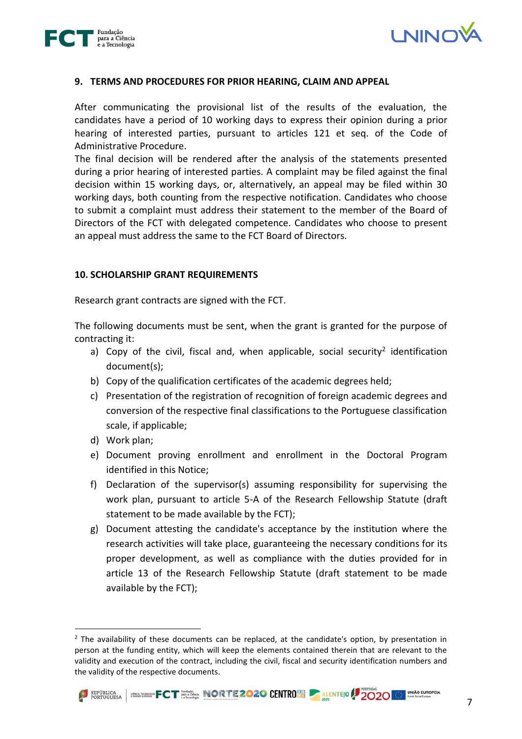## 9. TERMS AND PROCEDURES FOR PRIOR HEARING, CLAIM AND APPEAL

After communicating the provisional list of the results of the evaluation, the candidates have a period of 10 working days to express their opinion during a prior hearing of interested parties, pursuant to articles 121 et seq. of the Code of Administrative Procedure.
The final decision will be rendered after the analysis of the statements presented during a prior hearing of interested parties. A complaint may be filed against the final decision within 15 working days, or, alternatively, an appeal may be filed within 30 working days, both counting from the respective notification. Candidates who choose to submit a complaint must address their statement to the member of the Board of Directors of the FCT with delegated competence. Candidates who choose to present an appeal must address the same to the FCT Board of Directors.

## 10. SCHOLARSHIP GRANT REQUIREMENTS

Research grant contracts are signed with the FCT.

The following documents must be sent, when the grant is granted for the purpose of contracting it:

a) Copy of the civil, fiscal and, when applicable, social security[2] identification document(s);
b) Copy of the qualification certificates of the academic degrees held;
c) Presentation of the registration of recognition of foreign academic degrees and conversion of the respective final classifications to the Portuguese classification scale, if applicable;
d) Work plan;
e) Document proving enrollment and enrollment in the Doctoral Program identified in this Notice;
f) Declaration of the supervisor(s) assuming responsibility for supervising the work plan, pursuant to article 5-A of the Research Fellowship Statute (draft statement to be made available by the FCT);
g) Document attesting the candidate's acceptance by the institution where the research activities will take place, guaranteeing the necessary conditions for its proper development, as well as compliance with the duties provided for in article 13 of the Research Fellowship Statute (draft statement to be made available by the FCT);

[2] The availability of these documents can be replaced, at the candidate's option, by presentation in person at the funding entity, which will keep the elements contained therein that are relevant to the validity and execution of the contract, including the civil, fiscal and security identification numbers and the validity of the respective documents.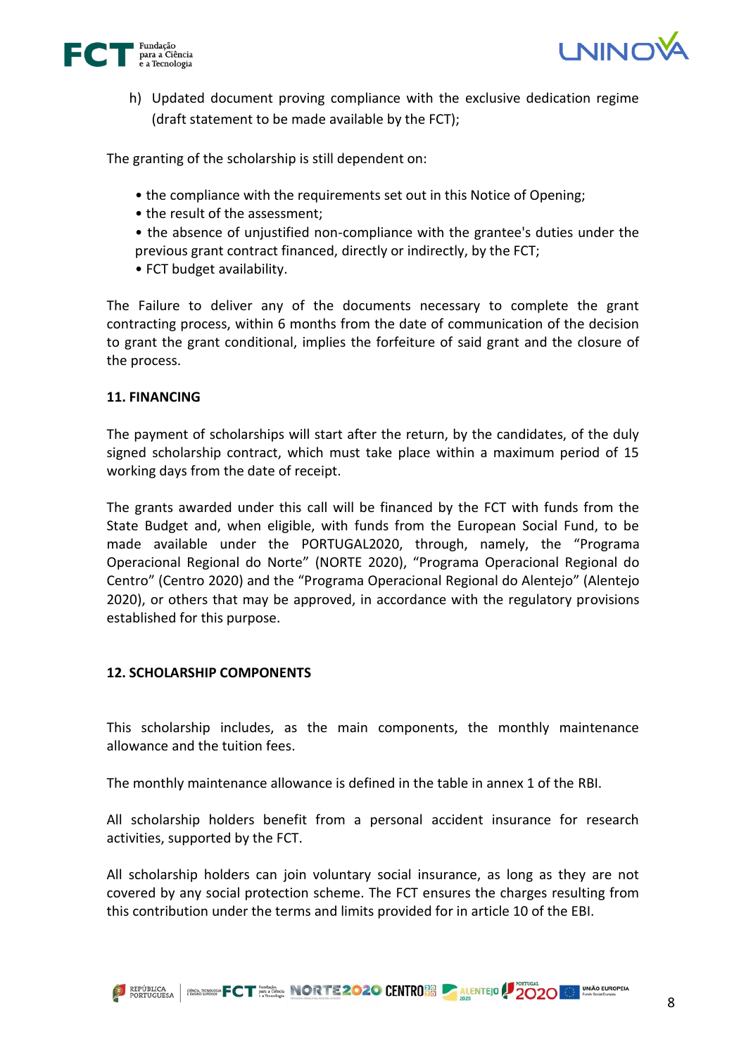h) Updated document proving compliance with the exclusive dedication regime (draft statement to be made available by the FCT);

The granting of the scholarship is still dependent on:

- the compliance with the requirements set out in this Notice of Opening;
- the result of the assessment;
- the absence of unjustified non-compliance with the grantee's duties under the previous grant contract financed, directly or indirectly, by the FCT;
- FCT budget availability.

The Failure to deliver any of the documents necessary to complete the grant contracting process, within 6 months from the date of communication of the decision to grant the grant conditional, implies the forfeiture of said grant and the closure of the process.

**11. FINANCING**

The payment of scholarships will start after the return, by the candidates, of the duly signed scholarship contract, which must take place within a maximum period of 15 working days from the date of receipt.

The grants awarded under this call will be financed by the FCT with funds from the State Budget and, when eligible, with funds from the European Social Fund, to be made available under the PORTUGAL2020, through, namely, the “Programa Operacional Regional do Norte” (NORTE 2020), “Programa Operacional Regional do Centro” (Centro 2020) and the “Programa Operacional Regional do Alentejo” (Alentejo 2020), or others that may be approved, in accordance with the regulatory provisions established for this purpose.

**12. SCHOLARSHIP COMPONENTS**

This scholarship includes, as the main components, the monthly maintenance allowance and the tuition fees.

The monthly maintenance allowance is defined in the table in annex 1 of the RBI.

All scholarship holders benefit from a personal accident insurance for research activities, supported by the FCT.

All scholarship holders can join voluntary social insurance, as long as they are not covered by any social protection scheme. The FCT ensures the charges resulting from this contribution under the terms and limits provided for in article 10 of the EBI.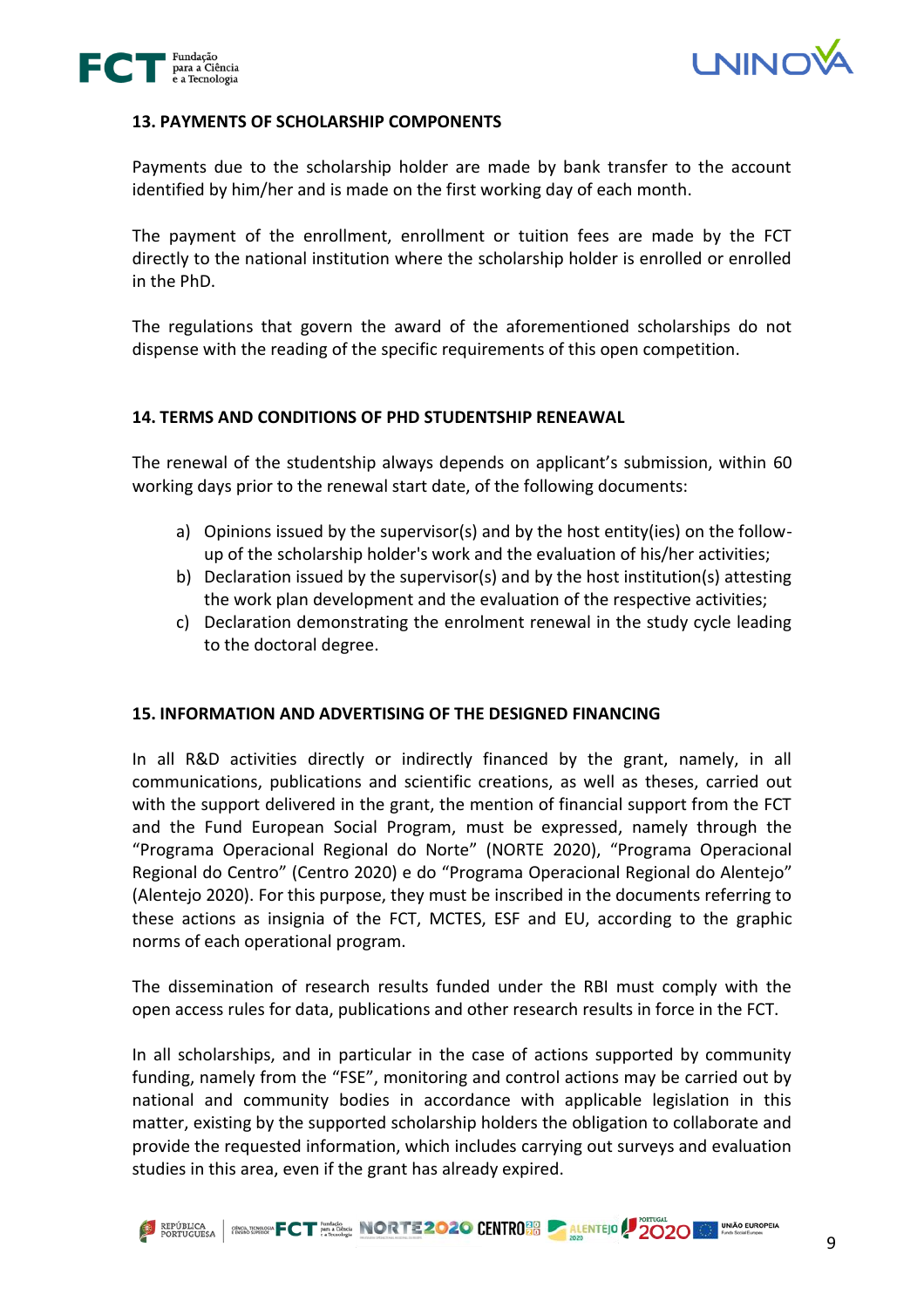**13. PAYMENTS OF SCHOLARSHIP COMPONENTS**

Payments due to the scholarship holder are made by bank transfer to the account identified by him/her and is made on the first working day of each month.

The payment of the enrollment, enrollment or tuition fees are made by the FCT directly to the national institution where the scholarship holder is enrolled or enrolled in the PhD.

The regulations that govern the award of the aforementioned scholarships do not dispense with the reading of the specific requirements of this open competition.

**14. TERMS AND CONDITIONS OF PHD STUDENTSHIP RENEAWAL**

The renewal of the studentship always depends on applicant's submission, within 60 working days prior to the renewal start date, of the following documents:

a) Opinions issued by the supervisor(s) and by the host entity(ies) on the follow-up of the scholarship holder's work and the evaluation of his/her activities;
b) Declaration issued by the supervisor(s) and by the host institution(s) attesting the work plan development and the evaluation of the respective activities;
c) Declaration demonstrating the enrolment renewal in the study cycle leading to the doctoral degree.

**15. INFORMATION AND ADVERTISING OF THE DESIGNED FINANCING**

In all R&D activities directly or indirectly financed by the grant, namely, in all communications, publications and scientific creations, as well as theses, carried out with the support delivered in the grant, the mention of financial support from the FCT and the Fund European Social Program, must be expressed, namely through the "Programa Operacional Regional do Norte" (NORTE 2020), "Programa Operacional Regional do Centro" (Centro 2020) e do "Programa Operacional Regional do Alentejo" (Alentejo 2020). For this purpose, they must be inscribed in the documents referring to these actions as insignia of the FCT, MCTES, ESF and EU, according to the graphic norms of each operational program.

The dissemination of research results funded under the RBI must comply with the open access rules for data, publications and other research results in force in the FCT.

In all scholarships, and in particular in the case of actions supported by community funding, namely from the "FSE", monitoring and control actions may be carried out by national and community bodies in accordance with applicable legislation in this matter, existing by the supported scholarship holders the obligation to collaborate and provide the requested information, which includes carrying out surveys and evaluation studies in this area, even if the grant has already expired.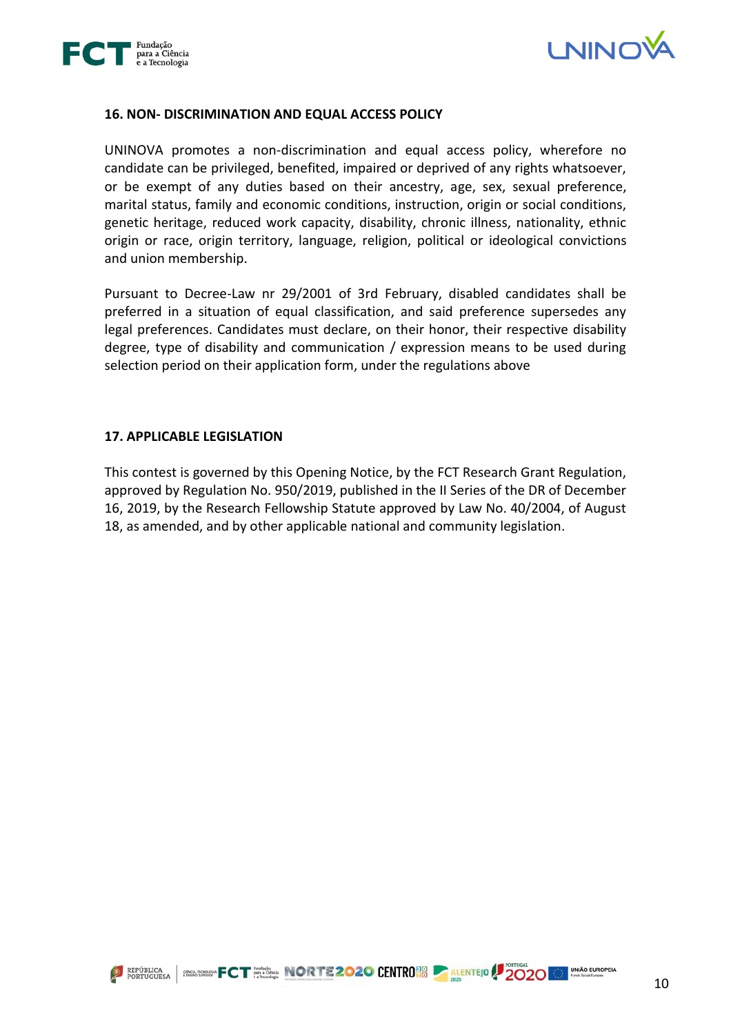### 16. NON- DISCRIMINATION AND EQUAL ACCESS POLICY

UNINOVA promotes a non-discrimination and equal access policy, wherefore no candidate can be privileged, benefited, impaired or deprived of any rights whatsoever, or be exempt of any duties based on their ancestry, age, sex, sexual preference, marital status, family and economic conditions, instruction, origin or social conditions, genetic heritage, reduced work capacity, disability, chronic illness, nationality, ethnic origin or race, origin territory, language, religion, political or ideological convictions and union membership.

Pursuant to Decree-Law nr 29/2001 of 3rd February, disabled candidates shall be preferred in a situation of equal classification, and said preference supersedes any legal preferences. Candidates must declare, on their honor, their respective disability degree, type of disability and communication / expression means to be used during selection period on their application form, under the regulations above

### 17. APPLICABLE LEGISLATION

This contest is governed by this Opening Notice, by the FCT Research Grant Regulation, approved by Regulation No. 950/2019, published in the II Series of the DR of December 16, 2019, by the Research Fellowship Statute approved by Law No. 40/2004, of August 18, as amended, and by other applicable national and community legislation.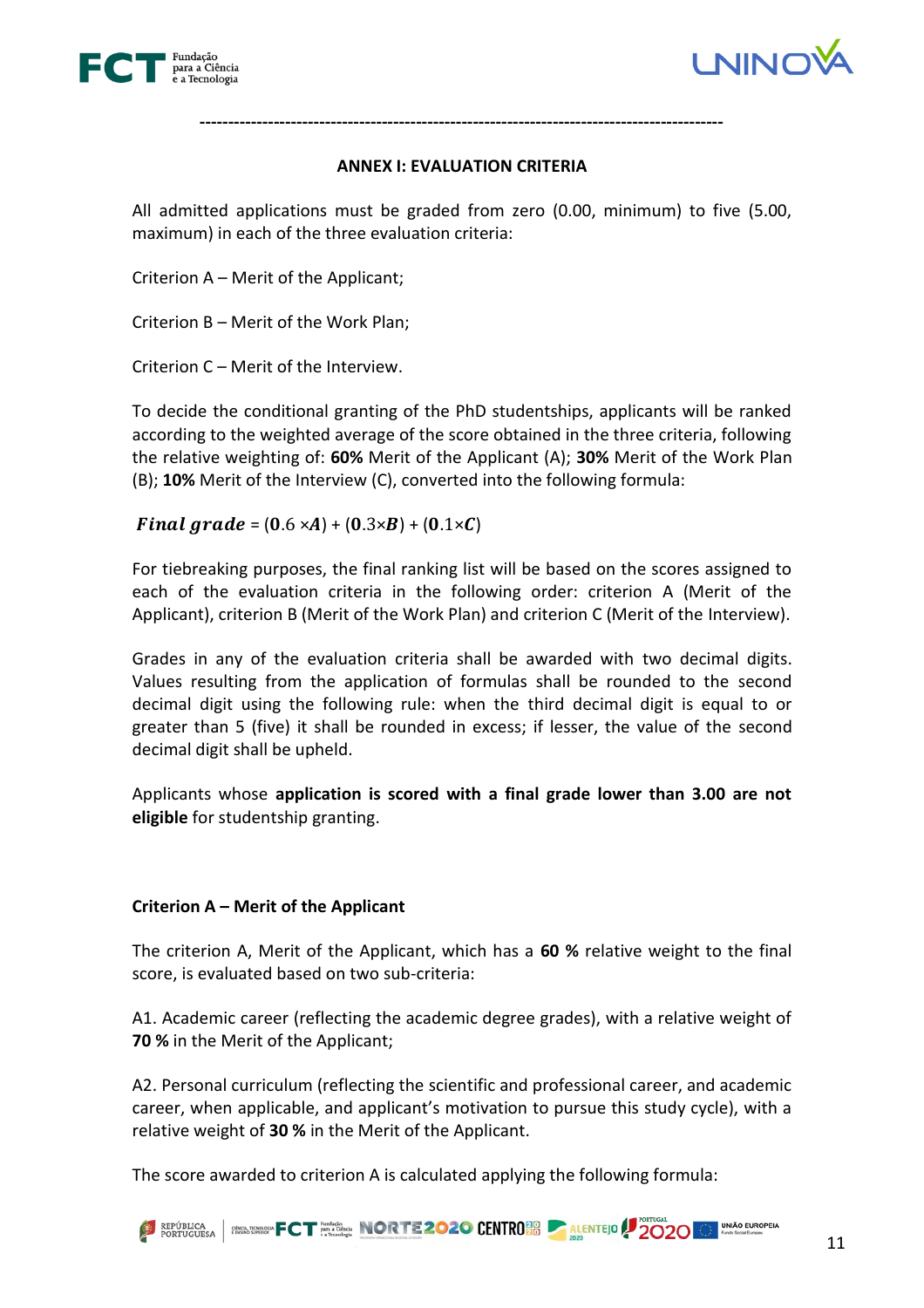---

## ANNEX I: EVALUATION CRITERIA

All admitted applications must be graded from zero (0.00, minimum) to five (5.00, maximum) in each of the three evaluation criteria:

Criterion A – Merit of the Applicant;

Criterion B – Merit of the Work Plan;

Criterion C – Merit of the Interview.

To decide the conditional granting of the PhD studentships, applicants will be ranked according to the weighted average of the score obtained in the three criteria, following the relative weighting of: **60%** Merit of the Applicant (A); **30%** Merit of the Work Plan (B); **10%** Merit of the Interview (C), converted into the following formula:

$$\boldsymbol{Final\ grade} = (\mathbf{0}.6 \times \boldsymbol{A}) + (\mathbf{0}.3 \times \boldsymbol{B}) + (\mathbf{0}.1 \times \boldsymbol{C})$$

For tiebreaking purposes, the final ranking list will be based on the scores assigned to each of the evaluation criteria in the following order: criterion A (Merit of the Applicant), criterion B (Merit of the Work Plan) and criterion C (Merit of the Interview).

Grades in any of the evaluation criteria shall be awarded with two decimal digits. Values resulting from the application of formulas shall be rounded to the second decimal digit using the following rule: when the third decimal digit is equal to or greater than 5 (five) it shall be rounded in excess; if lesser, the value of the second decimal digit shall be upheld.

Applicants whose **application is scored with a final grade lower than 3.00 are not eligible** for studentship granting.

### Criterion A – Merit of the Applicant

The criterion A, Merit of the Applicant, which has a **60 %** relative weight to the final score, is evaluated based on two sub-criteria:

A1. Academic career (reflecting the academic degree grades), with a relative weight of **70 %** in the Merit of the Applicant;

A2. Personal curriculum (reflecting the scientific and professional career, and academic career, when applicable, and applicant's motivation to pursue this study cycle), with a relative weight of **30 %** in the Merit of the Applicant.

The score awarded to criterion A is calculated applying the following formula: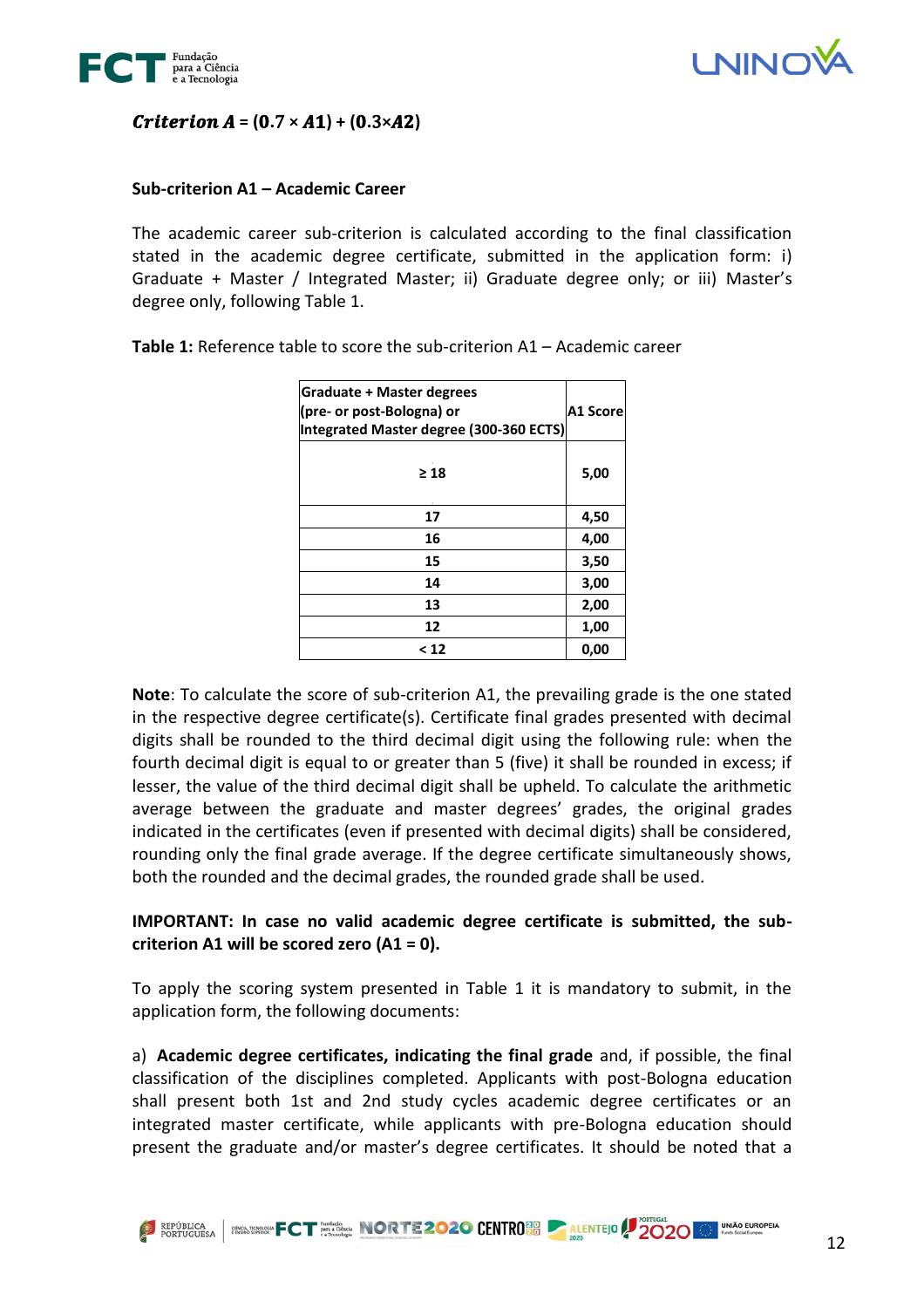$\textit{Criterion A} = (0.7 \times A1) + (0.3 \times A2)$

**Sub-criterion A1 – Academic Career**

The academic career sub-criterion is calculated according to the final classification stated in the academic degree certificate, submitted in the application form: i) Graduate + Master / Integrated Master; ii) Graduate degree only; or iii) Master's degree only, following Table 1.

**Table 1:** Reference table to score the sub-criterion A1 – Academic career

| Graduate + Master degrees (pre- or post-Bologna) or Integrated Master degree (300-360 ECTS) | A1 Score |
|---|---|
| ≥ 18 | 5,00 |
| 17 | 4,50 |
| 16 | 4,00 |
| 15 | 3,50 |
| 14 | 3,00 |
| 13 | 2,00 |
| 12 | 1,00 |
| < 12 | 0,00 |

**Note**: To calculate the score of sub-criterion A1, the prevailing grade is the one stated in the respective degree certificate(s). Certificate final grades presented with decimal digits shall be rounded to the third decimal digit using the following rule: when the fourth decimal digit is equal to or greater than 5 (five) it shall be rounded in excess; if lesser, the value of the third decimal digit shall be upheld. To calculate the arithmetic average between the graduate and master degrees' grades, the original grades indicated in the certificates (even if presented with decimal digits) shall be considered, rounding only the final grade average. If the degree certificate simultaneously shows, both the rounded and the decimal grades, the rounded grade shall be used.

**IMPORTANT: In case no valid academic degree certificate is submitted, the sub-criterion A1 will be scored zero (A1 = 0).**

To apply the scoring system presented in Table 1 it is mandatory to submit, in the application form, the following documents:

a) **Academic degree certificates, indicating the final grade** and, if possible, the final classification of the disciplines completed. Applicants with post-Bologna education shall present both 1st and 2nd study cycles academic degree certificates or an integrated master certificate, while applicants with pre-Bologna education should present the graduate and/or master's degree certificates. It should be noted that a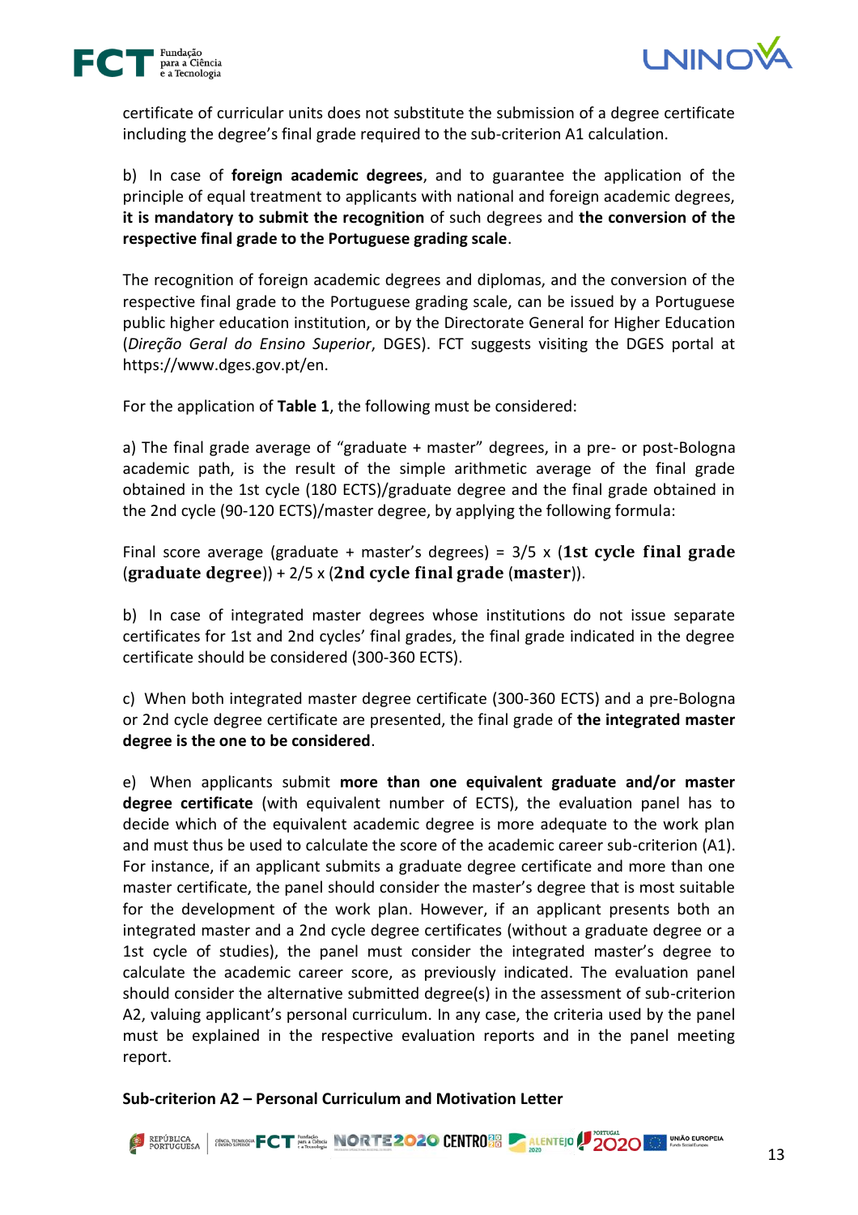certificate of curricular units does not substitute the submission of a degree certificate including the degree's final grade required to the sub-criterion A1 calculation.

b) In case of **foreign academic degrees**, and to guarantee the application of the principle of equal treatment to applicants with national and foreign academic degrees, **it is mandatory to submit the recognition** of such degrees and **the conversion of the respective final grade to the Portuguese grading scale**.

The recognition of foreign academic degrees and diplomas, and the conversion of the respective final grade to the Portuguese grading scale, can be issued by a Portuguese public higher education institution, or by the Directorate General for Higher Education (*Direção Geral do Ensino Superior*, DGES). FCT suggests visiting the DGES portal at https://www.dges.gov.pt/en.

For the application of **Table 1**, the following must be considered:

a) The final grade average of "graduate + master" degrees, in a pre- or post-Bologna academic path, is the result of the simple arithmetic average of the final grade obtained in the 1st cycle (180 ECTS)/graduate degree and the final grade obtained in the 2nd cycle (90-120 ECTS)/master degree, by applying the following formula:

Final score average (graduate + master's degrees) = 3/5 x (**1st cycle final grade** (**graduate degree**)) + 2/5 x (**2nd cycle final grade** (**master**)).

b) In case of integrated master degrees whose institutions do not issue separate certificates for 1st and 2nd cycles' final grades, the final grade indicated in the degree certificate should be considered (300-360 ECTS).

c) When both integrated master degree certificate (300-360 ECTS) and a pre-Bologna or 2nd cycle degree certificate are presented, the final grade of **the integrated master degree is the one to be considered**.

e) When applicants submit **more than one equivalent graduate and/or master degree certificate** (with equivalent number of ECTS), the evaluation panel has to decide which of the equivalent academic degree is more adequate to the work plan and must thus be used to calculate the score of the academic career sub-criterion (A1). For instance, if an applicant submits a graduate degree certificate and more than one master certificate, the panel should consider the master's degree that is most suitable for the development of the work plan. However, if an applicant presents both an integrated master and a 2nd cycle degree certificates (without a graduate degree or a 1st cycle of studies), the panel must consider the integrated master's degree to calculate the academic career score, as previously indicated. The evaluation panel should consider the alternative submitted degree(s) in the assessment of sub-criterion A2, valuing applicant's personal curriculum. In any case, the criteria used by the panel must be explained in the respective evaluation reports and in the panel meeting report.

**Sub-criterion A2 – Personal Curriculum and Motivation Letter**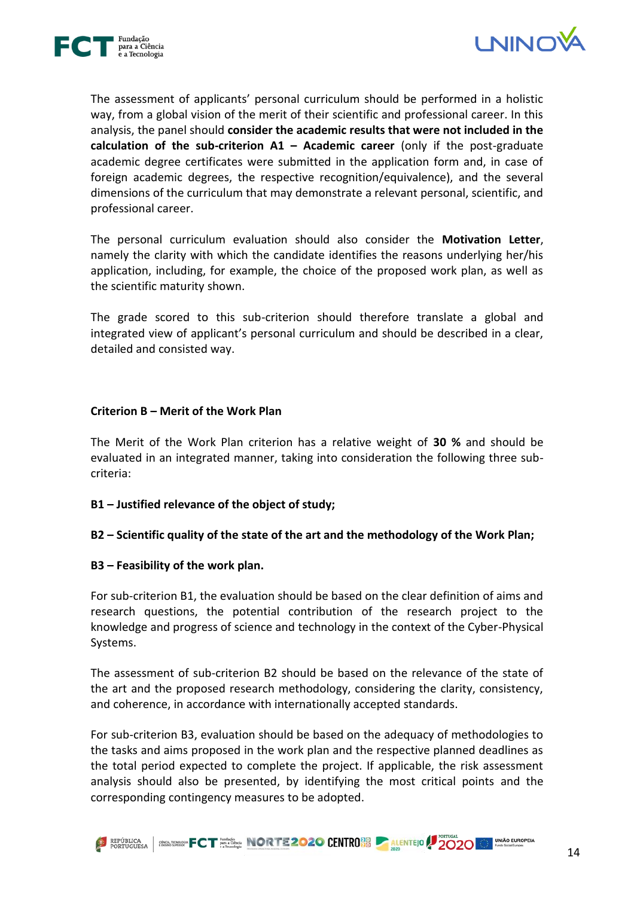The assessment of applicants' personal curriculum should be performed in a holistic way, from a global vision of the merit of their scientific and professional career. In this analysis, the panel should **consider the academic results that were not included in the calculation of the sub-criterion A1 – Academic career** (only if the post-graduate academic degree certificates were submitted in the application form and, in case of foreign academic degrees, the respective recognition/equivalence), and the several dimensions of the curriculum that may demonstrate a relevant personal, scientific, and professional career.

The personal curriculum evaluation should also consider the **Motivation Letter**, namely the clarity with which the candidate identifies the reasons underlying her/his application, including, for example, the choice of the proposed work plan, as well as the scientific maturity shown.

The grade scored to this sub-criterion should therefore translate a global and integrated view of applicant's personal curriculum and should be described in a clear, detailed and consisted way.

**Criterion B – Merit of the Work Plan**

The Merit of the Work Plan criterion has a relative weight of **30 %** and should be evaluated in an integrated manner, taking into consideration the following three sub-criteria:

**B1 – Justified relevance of the object of study;**

**B2 – Scientific quality of the state of the art and the methodology of the Work Plan;**

**B3 – Feasibility of the work plan.**

For sub-criterion B1, the evaluation should be based on the clear definition of aims and research questions, the potential contribution of the research project to the knowledge and progress of science and technology in the context of the Cyber-Physical Systems.

The assessment of sub-criterion B2 should be based on the relevance of the state of the art and the proposed research methodology, considering the clarity, consistency, and coherence, in accordance with internationally accepted standards.

For sub-criterion B3, evaluation should be based on the adequacy of methodologies to the tasks and aims proposed in the work plan and the respective planned deadlines as the total period expected to complete the project. If applicable, the risk assessment analysis should also be presented, by identifying the most critical points and the corresponding contingency measures to be adopted.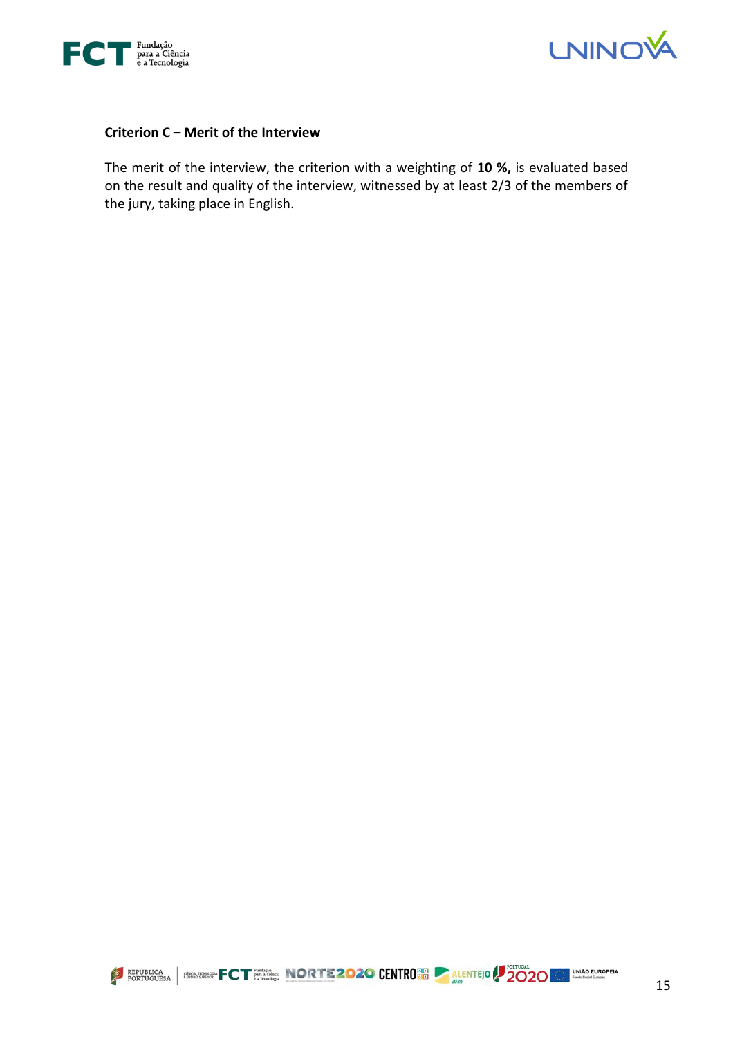**Criterion C – Merit of the Interview**

The merit of the interview, the criterion with a weighting of **10 %,** is evaluated based on the result and quality of the interview, witnessed by at least 2/3 of the members of the jury, taking place in English.